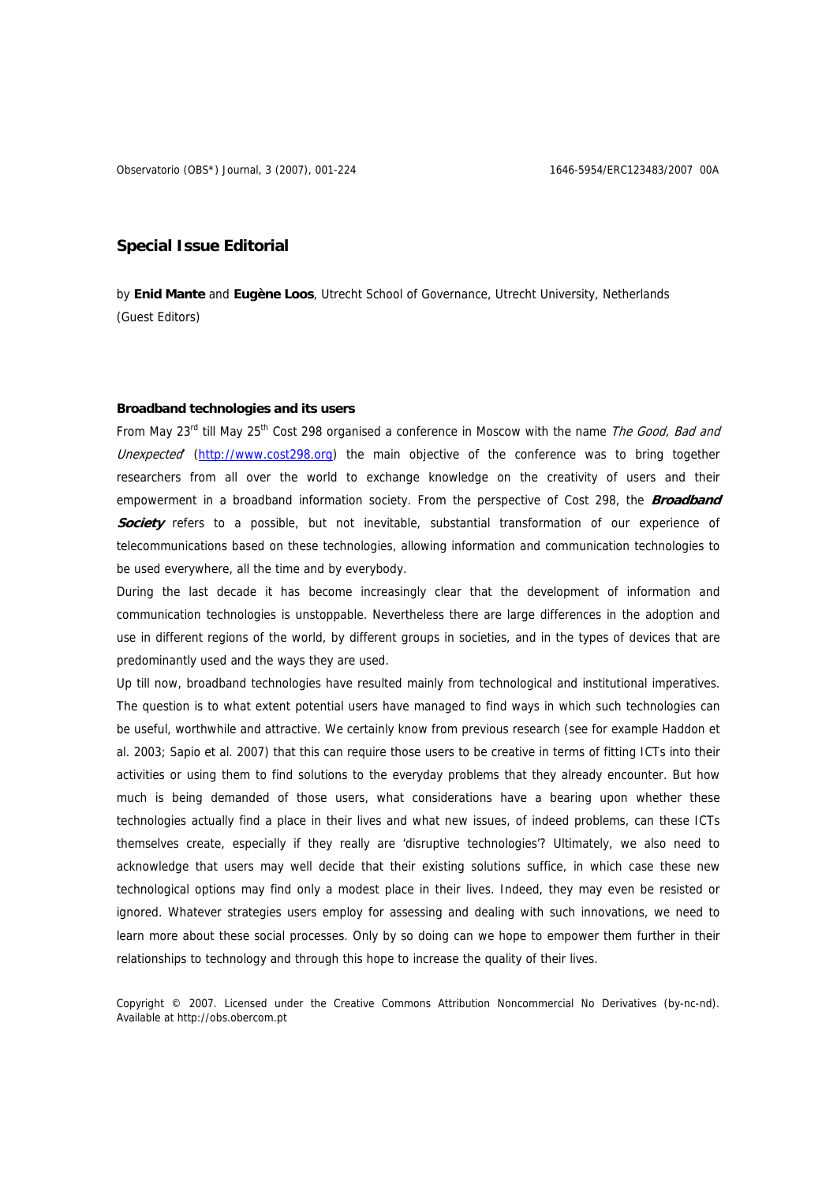# Special Issue Editorial

by **Enid Mante** and **Eugène Loos**, Utrecht School of Governance, Utrecht University, Netherlands (Guest Editors)

## Broadband technologies and its users

From May 23rd till May 25th Cost 298 organised a conference in Moscow with the name *The Good, Bad and Unexpected*' (http://www.cost298.org) the main objective of the conference was to bring together researchers from all over the world to exchange knowledge on the creativity of users and their empowerment in a broadband information society. From the perspective of Cost 298, the ***Broadband Society*** refers to a possible, but not inevitable, substantial transformation of our experience of telecommunications based on these technologies, allowing information and communication technologies to be used everywhere, all the time and by everybody.

During the last decade it has become increasingly clear that the development of information and communication technologies is unstoppable. Nevertheless there are large differences in the adoption and use in different regions of the world, by different groups in societies, and in the types of devices that are predominantly used and the ways they are used.

Up till now, broadband technologies have resulted mainly from technological and institutional imperatives. The question is to what extent potential users have managed to find ways in which such technologies can be useful, worthwhile and attractive. We certainly know from previous research (see for example Haddon et al. 2003; Sapio et al. 2007) that this can require those users to be creative in terms of fitting ICTs into their activities or using them to find solutions to the everyday problems that they already encounter. But how much is being demanded of those users, what considerations have a bearing upon whether these technologies actually find a place in their lives and what new issues, of indeed problems, can these ICTs themselves create, especially if they really are 'disruptive technologies'? Ultimately, we also need to acknowledge that users may well decide that their existing solutions suffice, in which case these new technological options may find only a modest place in their lives. Indeed, they may even be resisted or ignored. Whatever strategies users employ for assessing and dealing with such innovations, we need to learn more about these social processes. Only by so doing can we hope to empower them further in their relationships to technology and through this hope to increase the quality of their lives.

Copyright © 2007. Licensed under the Creative Commons Attribution Noncommercial No Derivatives (by-nc-nd). Available at http://obs.obercom.pt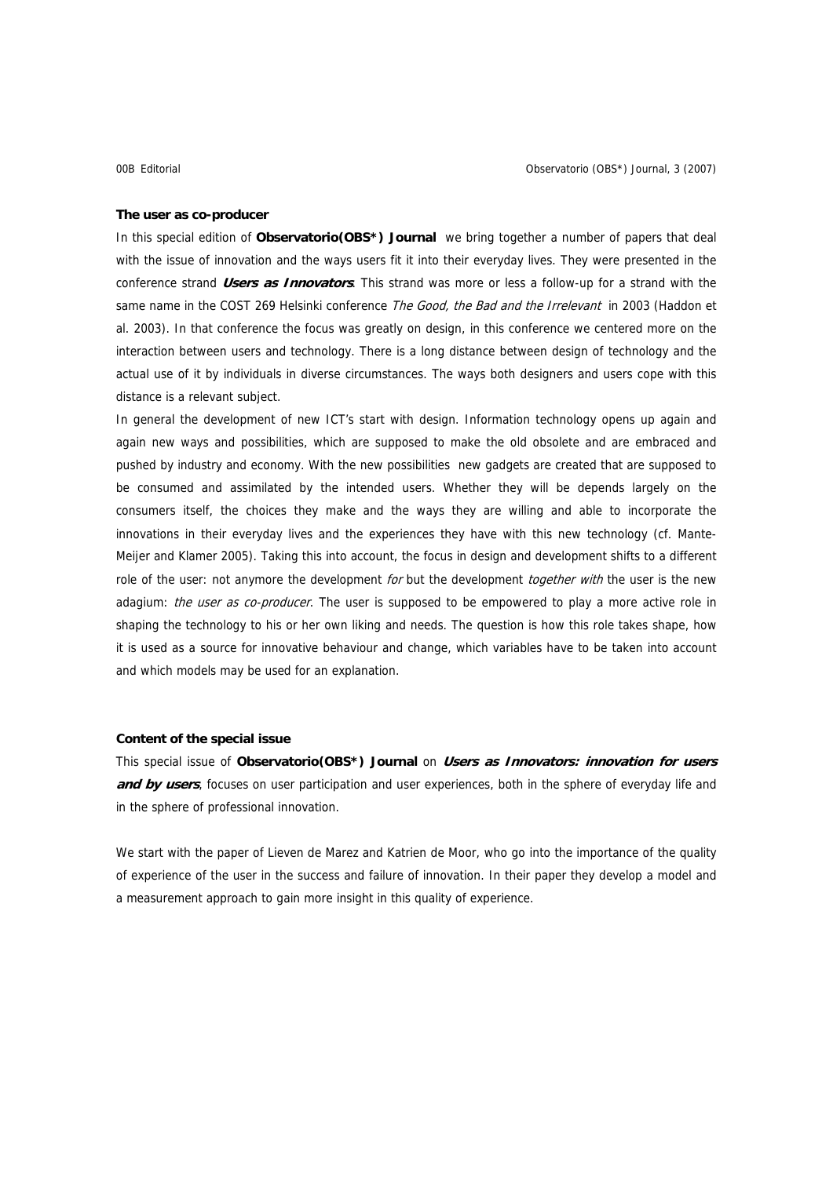**The user as co-producer**

In this special edition of **Observatorio(OBS*) Journal** we bring together a number of papers that deal with the issue of innovation and the ways users fit it into their everyday lives. They were presented in the conference strand ***Users as Innovators***. This strand was more or less a follow-up for a strand with the same name in the COST 269 Helsinki conference *The Good, the Bad and the Irrelevant* in 2003 (Haddon et al. 2003). In that conference the focus was greatly on design, in this conference we centered more on the interaction between users and technology. There is a long distance between design of technology and the actual use of it by individuals in diverse circumstances. The ways both designers and users cope with this distance is a relevant subject.

In general the development of new ICT's start with design. Information technology opens up again and again new ways and possibilities, which are supposed to make the old obsolete and are embraced and pushed by industry and economy. With the new possibilities new gadgets are created that are supposed to be consumed and assimilated by the intended users. Whether they will be depends largely on the consumers itself, the choices they make and the ways they are willing and able to incorporate the innovations in their everyday lives and the experiences they have with this new technology (cf. Mante-Meijer and Klamer 2005). Taking this into account, the focus in design and development shifts to a different role of the user: not anymore the development *for* but the development *together with* the user is the new adagium: *the user as co-producer*. The user is supposed to be empowered to play a more active role in shaping the technology to his or her own liking and needs. The question is how this role takes shape, how it is used as a source for innovative behaviour and change, which variables have to be taken into account and which models may be used for an explanation.

**Content of the special issue**

This special issue of **Observatorio(OBS*) Journal** on ***Users as Innovators: innovation for users and by users***, focuses on user participation and user experiences, both in the sphere of everyday life and in the sphere of professional innovation.

We start with the paper of Lieven de Marez and Katrien de Moor, who go into the importance of the quality of experience of the user in the success and failure of innovation. In their paper they develop a model and a measurement approach to gain more insight in this quality of experience.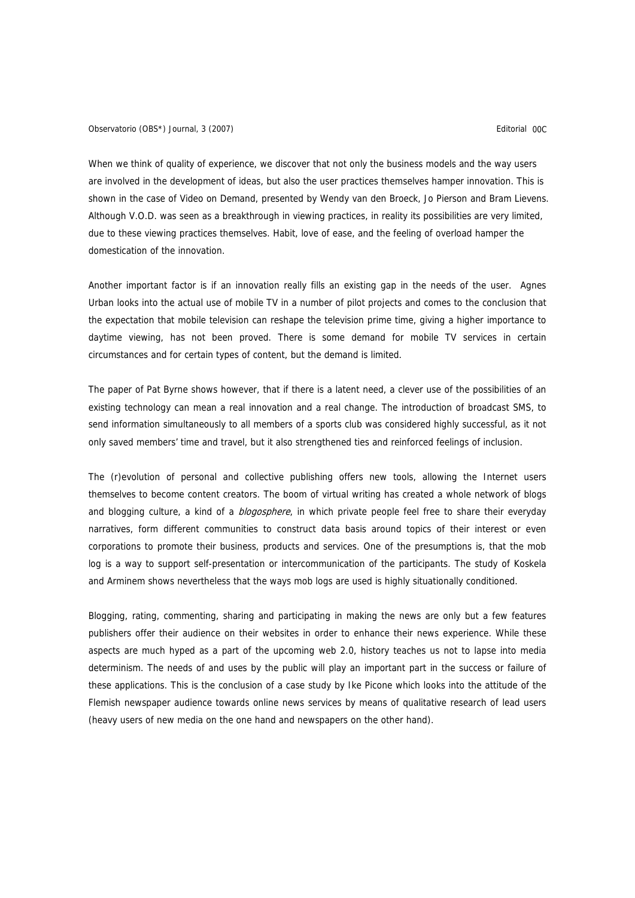When we think of quality of experience, we discover that not only the business models and the way users are involved in the development of ideas, but also the user practices themselves hamper innovation. This is shown in the case of Video on Demand, presented by Wendy van den Broeck, Jo Pierson and Bram Lievens. Although V.O.D. was seen as a breakthrough in viewing practices, in reality its possibilities are very limited, due to these viewing practices themselves. Habit, love of ease, and the feeling of overload hamper the domestication of the innovation.

Another important factor is if an innovation really fills an existing gap in the needs of the user. Agnes Urban looks into the actual use of mobile TV in a number of pilot projects and comes to the conclusion that the expectation that mobile television can reshape the television prime time, giving a higher importance to daytime viewing, has not been proved. There is some demand for mobile TV services in certain circumstances and for certain types of content, but the demand is limited.

The paper of Pat Byrne shows however, that if there is a latent need, a clever use of the possibilities of an existing technology can mean a real innovation and a real change. The introduction of broadcast SMS, to send information simultaneously to all members of a sports club was considered highly successful, as it not only saved members' time and travel, but it also strengthened ties and reinforced feelings of inclusion.

The (r)evolution of personal and collective publishing offers new tools, allowing the Internet users themselves to become content creators. The boom of virtual writing has created a whole network of blogs and blogging culture, a kind of a *blogosphere*, in which private people feel free to share their everyday narratives, form different communities to construct data basis around topics of their interest or even corporations to promote their business, products and services. One of the presumptions is, that the mob log is a way to support self-presentation or intercommunication of the participants. The study of Koskela and Arminem shows nevertheless that the ways mob logs are used is highly situationally conditioned.

Blogging, rating, commenting, sharing and participating in making the news are only but a few features publishers offer their audience on their websites in order to enhance their news experience. While these aspects are much hyped as a part of the upcoming web 2.0, history teaches us not to lapse into media determinism. The needs of and uses by the public will play an important part in the success or failure of these applications. This is the conclusion of a case study by Ike Picone which looks into the attitude of the Flemish newspaper audience towards online news services by means of qualitative research of lead users (heavy users of new media on the one hand and newspapers on the other hand).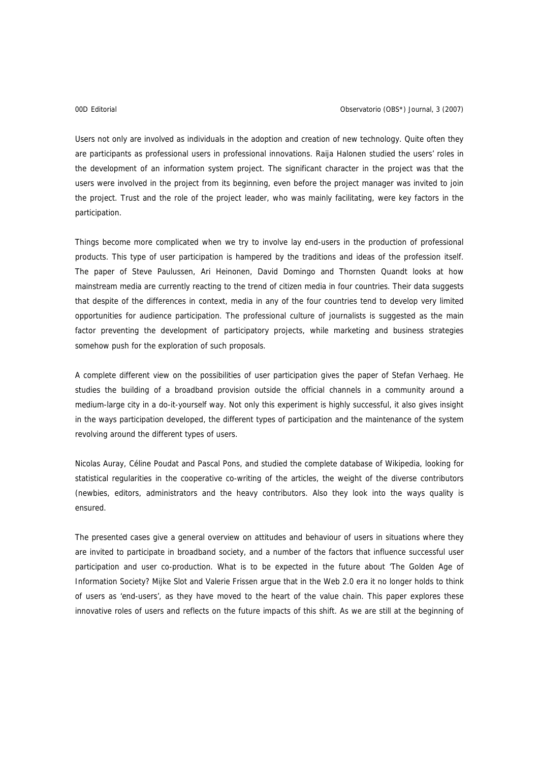Users not only are involved as individuals in the adoption and creation of new technology. Quite often they are participants as professional users in professional innovations. Raija Halonen studied the users' roles in the development of an information system project. The significant character in the project was that the users were involved in the project from its beginning, even before the project manager was invited to join the project. Trust and the role of the project leader, who was mainly facilitating, were key factors in the participation.

Things become more complicated when we try to involve lay end-users in the production of professional products. This type of user participation is hampered by the traditions and ideas of the profession itself. The paper of Steve Paulussen, Ari Heinonen, David Domingo and Thornsten Quandt looks at how mainstream media are currently reacting to the trend of citizen media in four countries. Their data suggests that despite of the differences in context, media in any of the four countries tend to develop very limited opportunities for audience participation. The professional culture of journalists is suggested as the main factor preventing the development of participatory projects, while marketing and business strategies somehow push for the exploration of such proposals.

A complete different view on the possibilities of user participation gives the paper of Stefan Verhaeg. He studies the building of a broadband provision outside the official channels in a community around a medium-large city in a do-it-yourself way. Not only this experiment is highly successful, it also gives insight in the ways participation developed, the different types of participation and the maintenance of the system revolving around the different types of users.

Nicolas Auray, Céline Poudat and Pascal Pons, and studied the complete database of Wikipedia, looking for statistical regularities in the cooperative co-writing of the articles, the weight of the diverse contributors (newbies, editors, administrators and the heavy contributors. Also they look into the ways quality is ensured.

The presented cases give a general overview on attitudes and behaviour of users in situations where they are invited to participate in broadband society, and a number of the factors that influence successful user participation and user co-production. What is to be expected in the future about 'The Golden Age of Information Society? Mijke Slot and Valerie Frissen argue that in the Web 2.0 era it no longer holds to think of users as 'end-users', as they have moved to the heart of the value chain. This paper explores these innovative roles of users and reflects on the future impacts of this shift. As we are still at the beginning of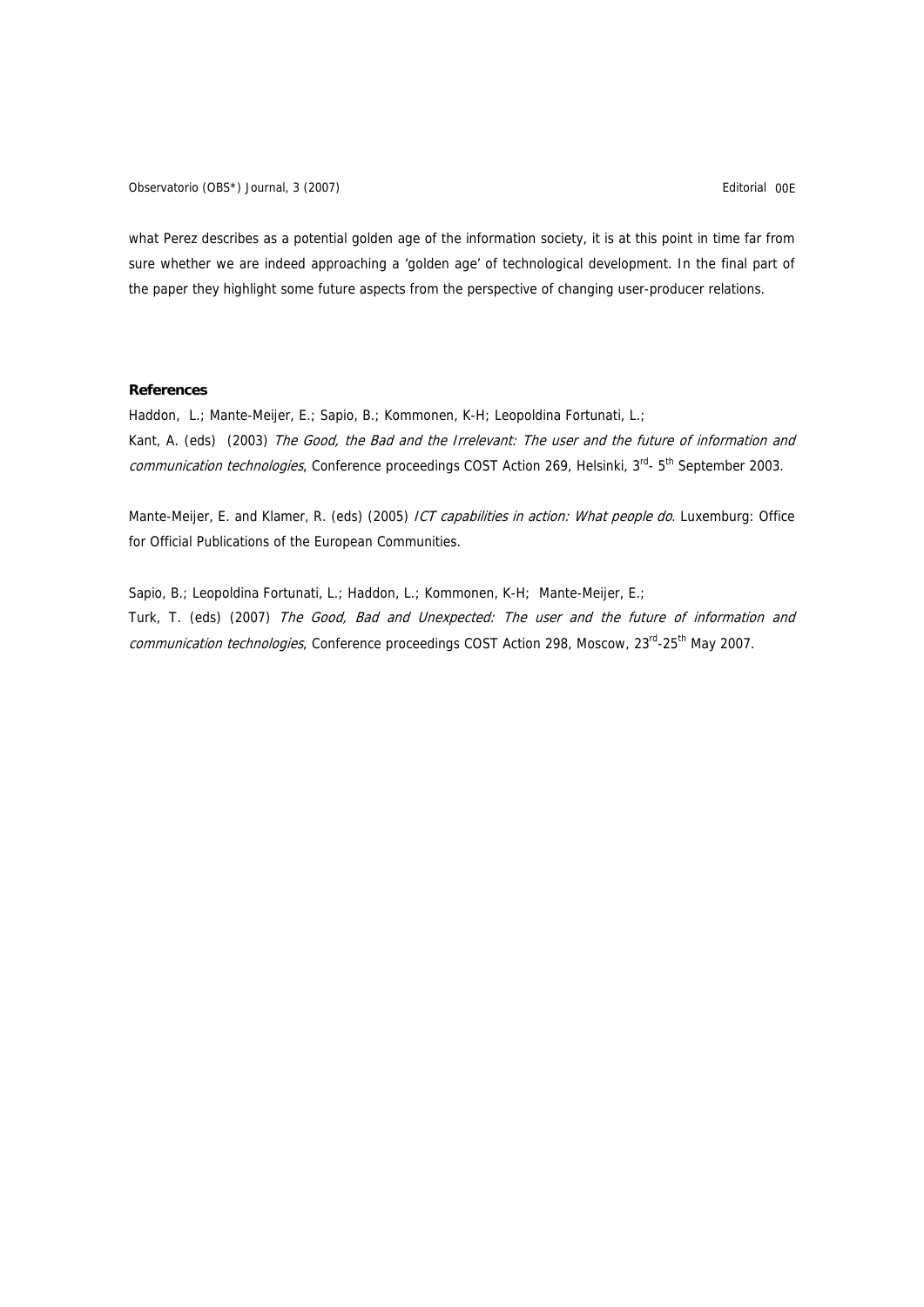what Perez describes as a potential golden age of the information society, it is at this point in time far from sure whether we are indeed approaching a 'golden age' of technological development. In the final part of the paper they highlight some future aspects from the perspective of changing user-producer relations.

**References**

Haddon, L.; Mante-Meijer, E.; Sapio, B.; Kommonen, K-H; Leopoldina Fortunati, L.; Kant, A. (eds) (2003) *The Good, the Bad and the Irrelevant: The user and the future of information and communication technologies*, Conference proceedings COST Action 269, Helsinki, 3rd- 5th September 2003.

Mante-Meijer, E. and Klamer, R. (eds) (2005) *ICT capabilities in action: What people do*. Luxemburg: Office for Official Publications of the European Communities.

Sapio, B.; Leopoldina Fortunati, L.; Haddon, L.; Kommonen, K-H; Mante-Meijer, E.; Turk, T. (eds) (2007) *The Good, Bad and Unexpected: The user and the future of information and communication technologies*, Conference proceedings COST Action 298, Moscow, 23rd-25th May 2007.